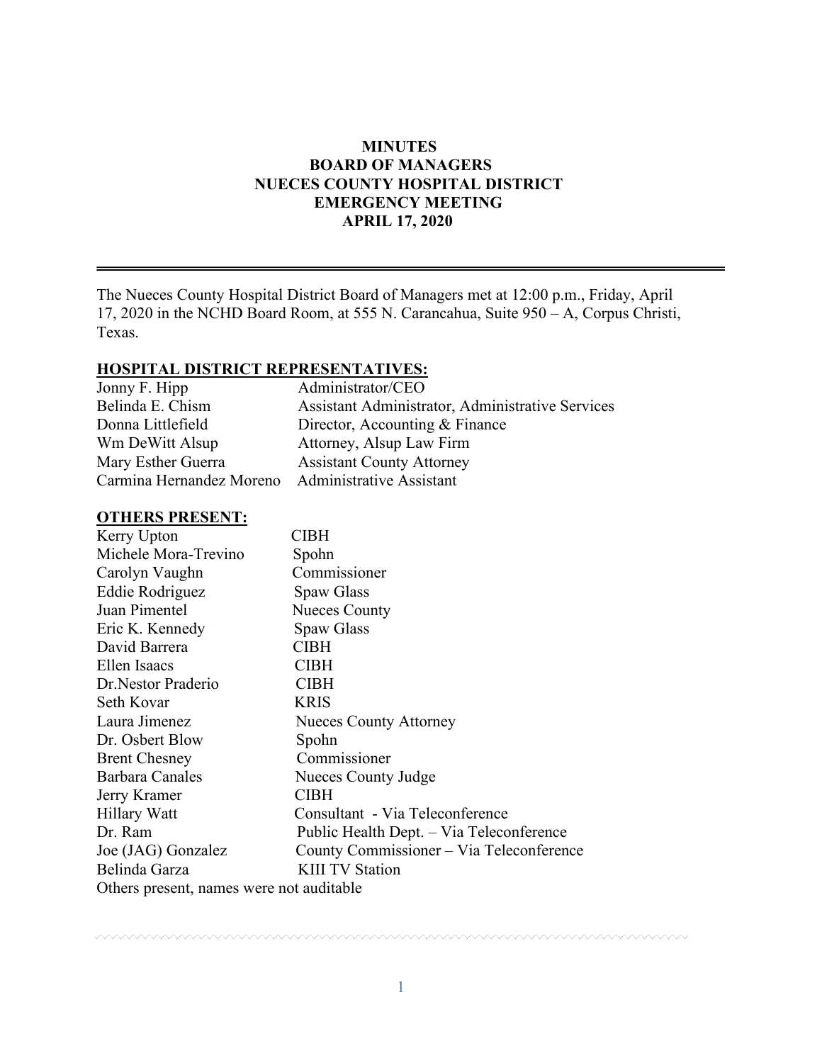# MINUTES
## BOARD OF MANAGERS
## NUECES COUNTY HOSPITAL DISTRICT
## EMERGENCY MEETING
## APRIL 17, 2020

---

The Nueces County Hospital District Board of Managers met at 12:00 p.m., Friday, April 17, 2020 in the NCHD Board Room, at 555 N. Carancahua, Suite 950 – A, Corpus Christi, Texas.

**HOSPITAL DISTRICT REPRESENTATIVES:**

| | |
|---|---|
| Jonny F. Hipp | Administrator/CEO |
| Belinda E. Chism | Assistant Administrator, Administrative Services |
| Donna Littlefield | Director, Accounting & Finance |
| Wm DeWitt Alsup | Attorney, Alsup Law Firm |
| Mary Esther Guerra | Assistant County Attorney |
| Carmina Hernandez Moreno | Administrative Assistant |

**OTHERS PRESENT:**

| | |
|---|---|
| Kerry Upton | CIBH |
| Michele Mora-Trevino | Spohn |
| Carolyn Vaughn | Commissioner |
| Eddie Rodriguez | Spaw Glass |
| Juan Pimentel | Nueces County |
| Eric K. Kennedy | Spaw Glass |
| David Barrera | CIBH |
| Ellen Isaacs | CIBH |
| Dr.Nestor Praderio | CIBH |
| Seth Kovar | KRIS |
| Laura Jimenez | Nueces County Attorney |
| Dr. Osbert Blow | Spohn |
| Brent Chesney | Commissioner |
| Barbara Canales | Nueces County Judge |
| Jerry Kramer | CIBH |
| Hillary Watt | Consultant - Via Teleconference |
| Dr. Ram | Public Health Dept. – Via Teleconference |
| Joe (JAG) Gonzalez | County Commissioner – Via Teleconference |
| Belinda Garza | KIII TV Station |

Others present, names were not auditable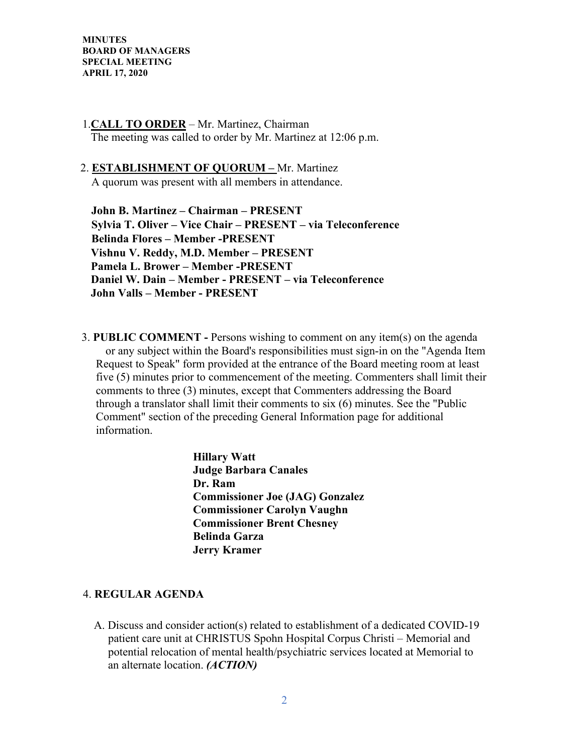**MINUTES**
**BOARD OF MANAGERS**
**SPECIAL MEETING**
**APRIL 17, 2020**

1. **CALL TO ORDER** – Mr. Martinez, Chairman
   The meeting was called to order by Mr. Martinez at 12:06 p.m.

2. **ESTABLISHMENT OF QUORUM –** Mr. Martinez
   A quorum was present with all members in attendance.

   **John B. Martinez – Chairman – PRESENT**
   **Sylvia T. Oliver – Vice Chair – PRESENT – via Teleconference**
   **Belinda Flores – Member -PRESENT**
   **Vishnu V. Reddy, M.D. Member – PRESENT**
   **Pamela L. Brower – Member -PRESENT**
   **Daniel W. Dain – Member - PRESENT – via Teleconference**
   **John Valls – Member - PRESENT**

3. **PUBLIC COMMENT -** Persons wishing to comment on any item(s) on the agenda or any subject within the Board's responsibilities must sign-in on the "Agenda Item Request to Speak" form provided at the entrance of the Board meeting room at least five (5) minutes prior to commencement of the meeting. Commenters shall limit their comments to three (3) minutes, except that Commenters addressing the Board through a translator shall limit their comments to six (6) minutes. See the "Public Comment" section of the preceding General Information page for additional information.

   **Hillary Watt**
   **Judge Barbara Canales**
   **Dr. Ram**
   **Commissioner Joe (JAG) Gonzalez**
   **Commissioner Carolyn Vaughn**
   **Commissioner Brent Chesney**
   **Belinda Garza**
   **Jerry Kramer**

4. **REGULAR AGENDA**

   A. Discuss and consider action(s) related to establishment of a dedicated COVID-19 patient care unit at CHRISTUS Spohn Hospital Corpus Christi – Memorial and potential relocation of mental health/psychiatric services located at Memorial to an alternate location. ***(ACTION)***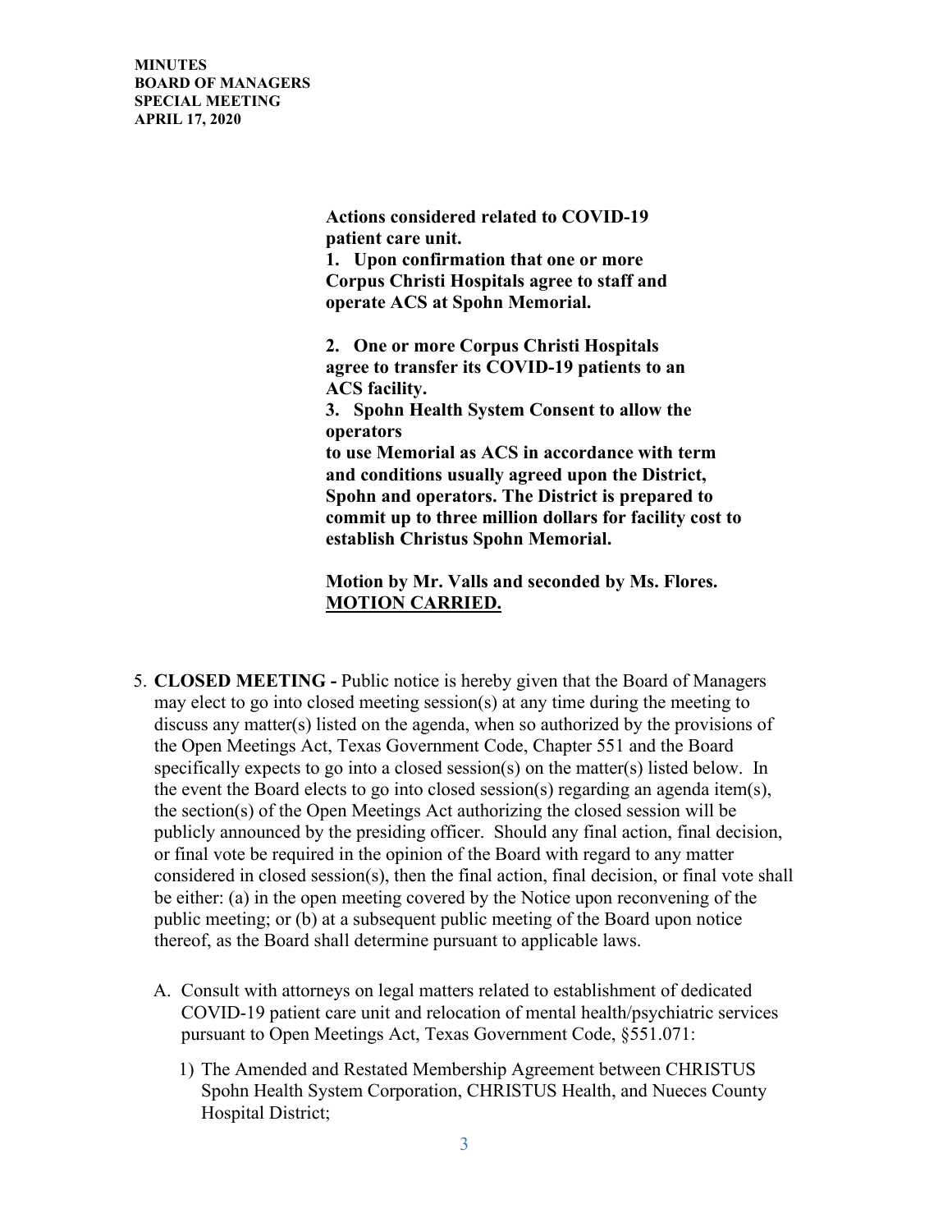**Actions considered related to COVID-19 patient care unit.**
**1. Upon confirmation that one or more Corpus Christi Hospitals agree to staff and operate ACS at Spohn Memorial.**

**2. One or more Corpus Christi Hospitals agree to transfer its COVID-19 patients to an ACS facility.**
**3. Spohn Health System Consent to allow the operators**
**to use Memorial as ACS in accordance with term and conditions usually agreed upon the District, Spohn and operators. The District is prepared to commit up to three million dollars for facility cost to establish Christus Spohn Memorial.**

**Motion by Mr. Valls and seconded by Ms. Flores.**
**<u>MOTION CARRIED.</u>**

5. **CLOSED MEETING -** Public notice is hereby given that the Board of Managers may elect to go into closed meeting session(s) at any time during the meeting to discuss any matter(s) listed on the agenda, when so authorized by the provisions of the Open Meetings Act, Texas Government Code, Chapter 551 and the Board specifically expects to go into a closed session(s) on the matter(s) listed below. In the event the Board elects to go into closed session(s) regarding an agenda item(s), the section(s) of the Open Meetings Act authorizing the closed session will be publicly announced by the presiding officer. Should any final action, final decision, or final vote be required in the opinion of the Board with regard to any matter considered in closed session(s), then the final action, final decision, or final vote shall be either: (a) in the open meeting covered by the Notice upon reconvening of the public meeting; or (b) at a subsequent public meeting of the Board upon notice thereof, as the Board shall determine pursuant to applicable laws.

   A. Consult with attorneys on legal matters related to establishment of dedicated COVID-19 patient care unit and relocation of mental health/psychiatric services pursuant to Open Meetings Act, Texas Government Code, §551.071:

      1) The Amended and Restated Membership Agreement between CHRISTUS Spohn Health System Corporation, CHRISTUS Health, and Nueces County Hospital District;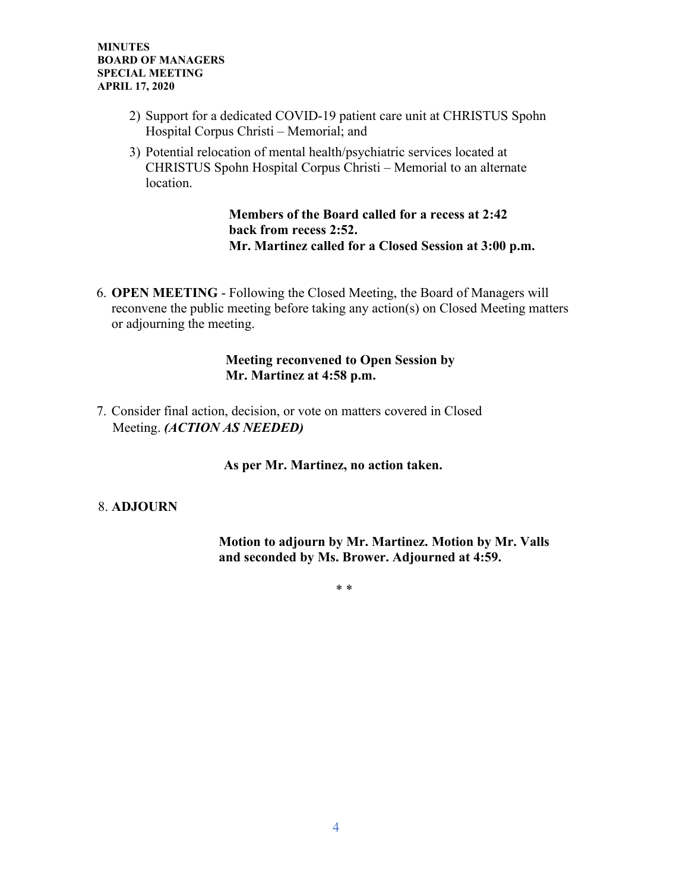2) Support for a dedicated COVID-19 patient care unit at CHRISTUS Spohn Hospital Corpus Christi – Memorial; and
3) Potential relocation of mental health/psychiatric services located at CHRISTUS Spohn Hospital Corpus Christi – Memorial to an alternate location.

**Members of the Board called for a recess at 2:42 back from recess 2:52.**
**Mr. Martinez called for a Closed Session at 3:00 p.m.**

6. **OPEN MEETING** - Following the Closed Meeting, the Board of Managers will reconvene the public meeting before taking any action(s) on Closed Meeting matters or adjourning the meeting.

   **Meeting reconvened to Open Session by Mr. Martinez at 4:58 p.m.**

7. Consider final action, decision, or vote on matters covered in Closed Meeting. ***(ACTION AS NEEDED)***

   **As per Mr. Martinez, no action taken.**

8. **ADJOURN**

   **Motion to adjourn by Mr. Martinez. Motion by Mr. Valls and seconded by Ms. Brower. Adjourned at 4:59.**

* *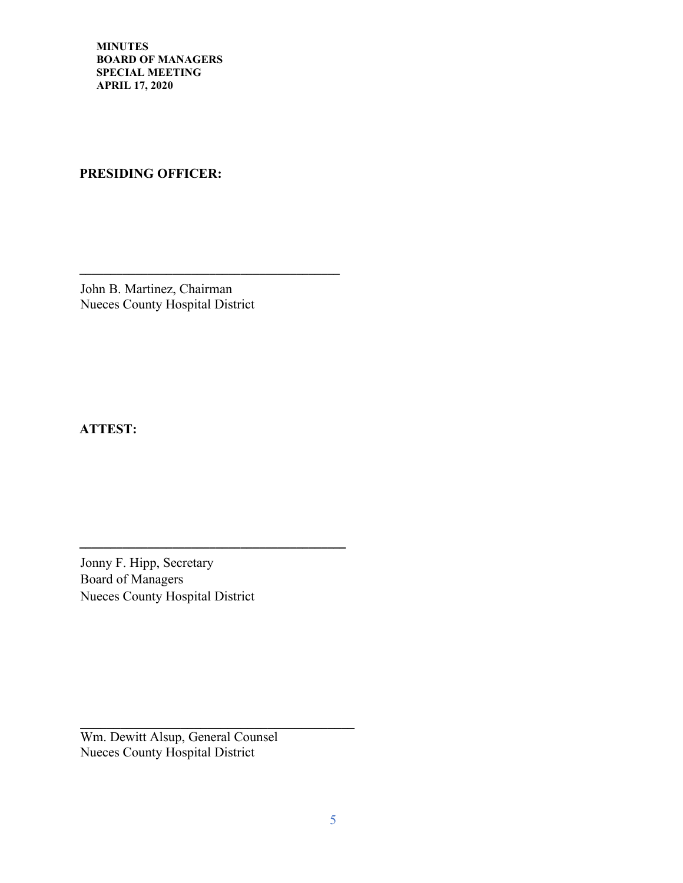**MINUTES**
**BOARD OF MANAGERS**
**SPECIAL MEETING**
**APRIL 17, 2020**

**PRESIDING OFFICER:**

\_\_\_\_\_\_\_\_\_\_\_\_\_\_\_\_\_\_\_\_\_\_\_\_\_\_\_\_\_\_\_\_\_\_\_\_\_\_\_\_

John B. Martinez, Chairman
Nueces County Hospital District

**ATTEST:**

\_\_\_\_\_\_\_\_\_\_\_\_\_\_\_\_\_\_\_\_\_\_\_\_\_\_\_\_\_\_\_\_\_\_\_\_\_\_\_\_

Jonny F. Hipp, Secretary
Board of Managers
Nueces County Hospital District

\_\_\_\_\_\_\_\_\_\_\_\_\_\_\_\_\_\_\_\_\_\_\_\_\_\_\_\_\_\_\_\_\_\_\_\_\_\_\_\_

Wm. Dewitt Alsup, General Counsel
Nueces County Hospital District